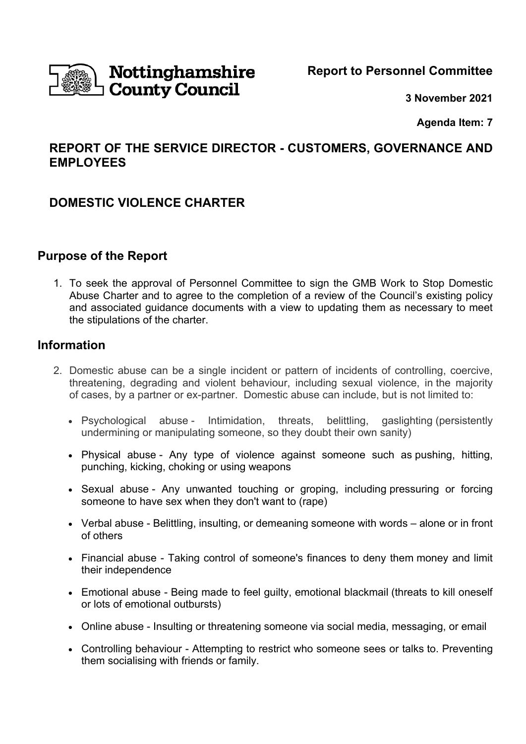Nottinghamshire County Council

**Report to Personnel Committee**

**3 November 2021**

**Agenda Item: 7**

## REPORT OF THE SERVICE DIRECTOR - CUSTOMERS, GOVERNANCE AND EMPLOYEES

## DOMESTIC VIOLENCE CHARTER

## Purpose of the Report

1. To seek the approval of Personnel Committee to sign the GMB Work to Stop Domestic Abuse Charter and to agree to the completion of a review of the Council's existing policy and associated guidance documents with a view to updating them as necessary to meet the stipulations of the charter.

## Information

2. Domestic abuse can be a single incident or pattern of incidents of controlling, coercive, threatening, degrading and violent behaviour, including sexual violence, in the majority of cases, by a partner or ex-partner. Domestic abuse can include, but is not limited to:

   - Psychological abuse - Intimidation, threats, belittling, gaslighting (persistently undermining or manipulating someone, so they doubt their own sanity)
   - Physical abuse - Any type of violence against someone such as pushing, hitting, punching, kicking, choking or using weapons
   - Sexual abuse - Any unwanted touching or groping, including pressuring or forcing someone to have sex when they don't want to (rape)
   - Verbal abuse - Belittling, insulting, or demeaning someone with words – alone or in front of others
   - Financial abuse - Taking control of someone's finances to deny them money and limit their independence
   - Emotional abuse - Being made to feel guilty, emotional blackmail (threats to kill oneself or lots of emotional outbursts)
   - Online abuse - Insulting or threatening someone via social media, messaging, or email
   - Controlling behaviour - Attempting to restrict who someone sees or talks to. Preventing them socialising with friends or family.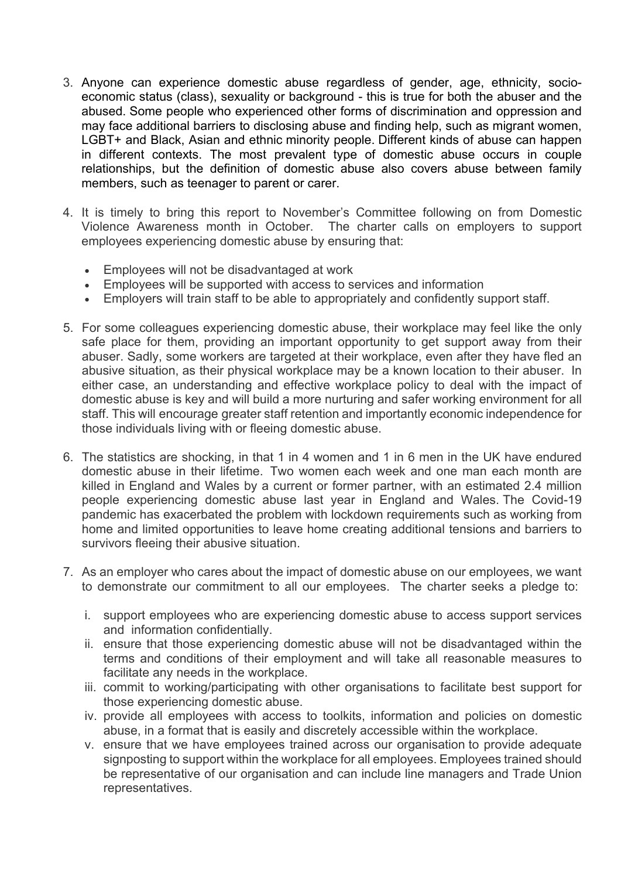3. Anyone can experience domestic abuse regardless of gender, age, ethnicity, socio-economic status (class), sexuality or background - this is true for both the abuser and the abused. Some people who experienced other forms of discrimination and oppression and may face additional barriers to disclosing abuse and finding help, such as migrant women, LGBT+ and Black, Asian and ethnic minority people. Different kinds of abuse can happen in different contexts. The most prevalent type of domestic abuse occurs in couple relationships, but the definition of domestic abuse also covers abuse between family members, such as teenager to parent or carer.

4. It is timely to bring this report to November's Committee following on from Domestic Violence Awareness month in October. The charter calls on employers to support employees experiencing domestic abuse by ensuring that:

   - Employees will not be disadvantaged at work
   - Employees will be supported with access to services and information
   - Employers will train staff to be able to appropriately and confidently support staff.

5. For some colleagues experiencing domestic abuse, their workplace may feel like the only safe place for them, providing an important opportunity to get support away from their abuser. Sadly, some workers are targeted at their workplace, even after they have fled an abusive situation, as their physical workplace may be a known location to their abuser. In either case, an understanding and effective workplace policy to deal with the impact of domestic abuse is key and will build a more nurturing and safer working environment for all staff. This will encourage greater staff retention and importantly economic independence for those individuals living with or fleeing domestic abuse.

6. The statistics are shocking, in that 1 in 4 women and 1 in 6 men in the UK have endured domestic abuse in their lifetime. Two women each week and one man each month are killed in England and Wales by a current or former partner, with an estimated 2.4 million people experiencing domestic abuse last year in England and Wales. The Covid-19 pandemic has exacerbated the problem with lockdown requirements such as working from home and limited opportunities to leave home creating additional tensions and barriers to survivors fleeing their abusive situation.

7. As an employer who cares about the impact of domestic abuse on our employees, we want to demonstrate our commitment to all our employees. The charter seeks a pledge to:

   i. support employees who are experiencing domestic abuse to access support services and information confidentially.
   ii. ensure that those experiencing domestic abuse will not be disadvantaged within the terms and conditions of their employment and will take all reasonable measures to facilitate any needs in the workplace.
   iii. commit to working/participating with other organisations to facilitate best support for those experiencing domestic abuse.
   iv. provide all employees with access to toolkits, information and policies on domestic abuse, in a format that is easily and discretely accessible within the workplace.
   v. ensure that we have employees trained across our organisation to provide adequate signposting to support within the workplace for all employees. Employees trained should be representative of our organisation and can include line managers and Trade Union representatives.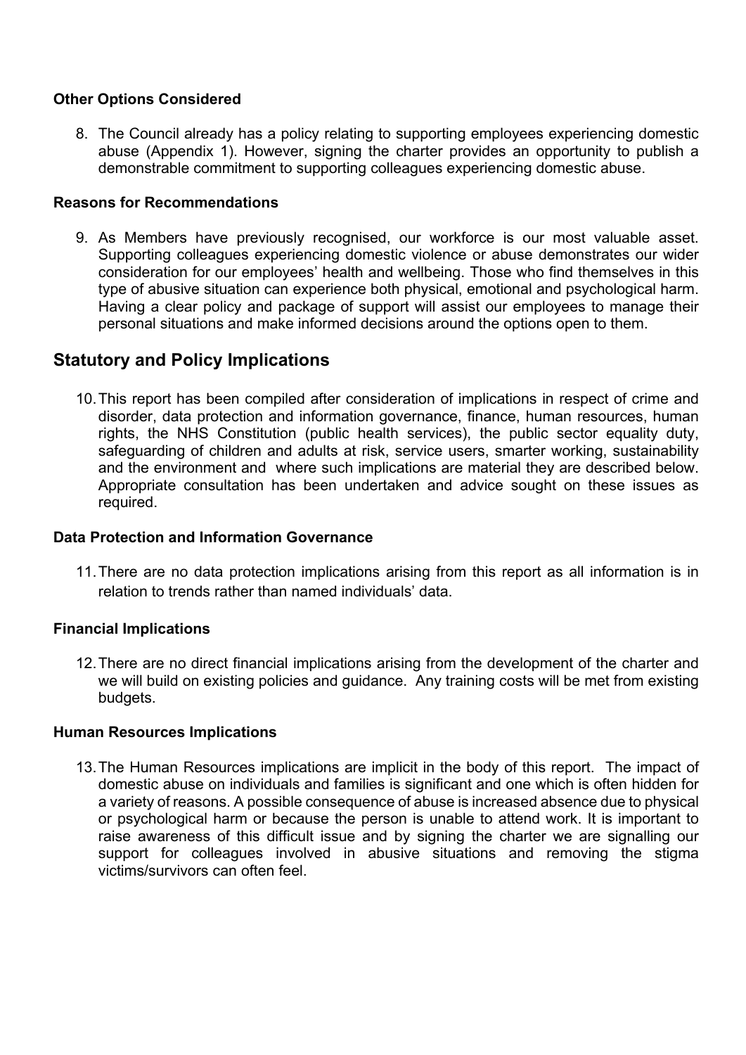### Other Options Considered

8. The Council already has a policy relating to supporting employees experiencing domestic abuse (Appendix 1). However, signing the charter provides an opportunity to publish a demonstrable commitment to supporting colleagues experiencing domestic abuse.

### Reasons for Recommendations

9. As Members have previously recognised, our workforce is our most valuable asset. Supporting colleagues experiencing domestic violence or abuse demonstrates our wider consideration for our employees' health and wellbeing. Those who find themselves in this type of abusive situation can experience both physical, emotional and psychological harm. Having a clear policy and package of support will assist our employees to manage their personal situations and make informed decisions around the options open to them.

## Statutory and Policy Implications

10. This report has been compiled after consideration of implications in respect of crime and disorder, data protection and information governance, finance, human resources, human rights, the NHS Constitution (public health services), the public sector equality duty, safeguarding of children and adults at risk, service users, smarter working, sustainability and the environment and where such implications are material they are described below. Appropriate consultation has been undertaken and advice sought on these issues as required.

### Data Protection and Information Governance

11. There are no data protection implications arising from this report as all information is in relation to trends rather than named individuals' data.

### Financial Implications

12. There are no direct financial implications arising from the development of the charter and we will build on existing policies and guidance. Any training costs will be met from existing budgets.

### Human Resources Implications

13. The Human Resources implications are implicit in the body of this report. The impact of domestic abuse on individuals and families is significant and one which is often hidden for a variety of reasons. A possible consequence of abuse is increased absence due to physical or psychological harm or because the person is unable to attend work. It is important to raise awareness of this difficult issue and by signing the charter we are signalling our support for colleagues involved in abusive situations and removing the stigma victims/survivors can often feel.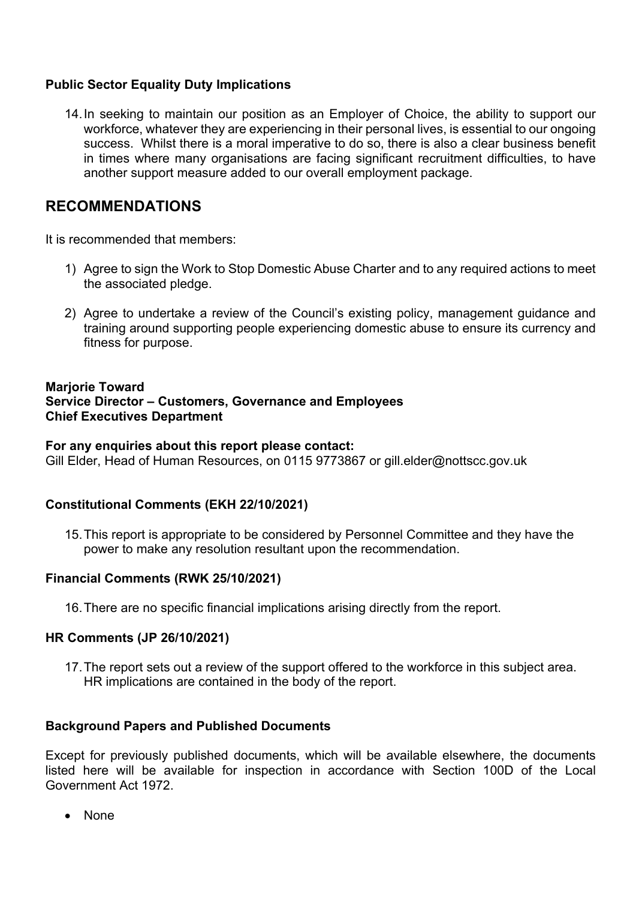**Public Sector Equality Duty Implications**

14. In seeking to maintain our position as an Employer of Choice, the ability to support our workforce, whatever they are experiencing in their personal lives, is essential to our ongoing success. Whilst there is a moral imperative to do so, there is also a clear business benefit in times where many organisations are facing significant recruitment difficulties, to have another support measure added to our overall employment package.

## RECOMMENDATIONS

It is recommended that members:

1) Agree to sign the Work to Stop Domestic Abuse Charter and to any required actions to meet the associated pledge.

2) Agree to undertake a review of the Council's existing policy, management guidance and training around supporting people experiencing domestic abuse to ensure its currency and fitness for purpose.

**Marjorie Toward**
**Service Director – Customers, Governance and Employees**
**Chief Executives Department**

**For any enquiries about this report please contact:**
Gill Elder, Head of Human Resources, on 0115 9773867 or gill.elder@nottscc.gov.uk

**Constitutional Comments (EKH 22/10/2021)**

15. This report is appropriate to be considered by Personnel Committee and they have the power to make any resolution resultant upon the recommendation.

**Financial Comments (RWK 25/10/2021)**

16. There are no specific financial implications arising directly from the report.

**HR Comments (JP 26/10/2021)**

17. The report sets out a review of the support offered to the workforce in this subject area. HR implications are contained in the body of the report.

**Background Papers and Published Documents**

Except for previously published documents, which will be available elsewhere, the documents listed here will be available for inspection in accordance with Section 100D of the Local Government Act 1972.

- None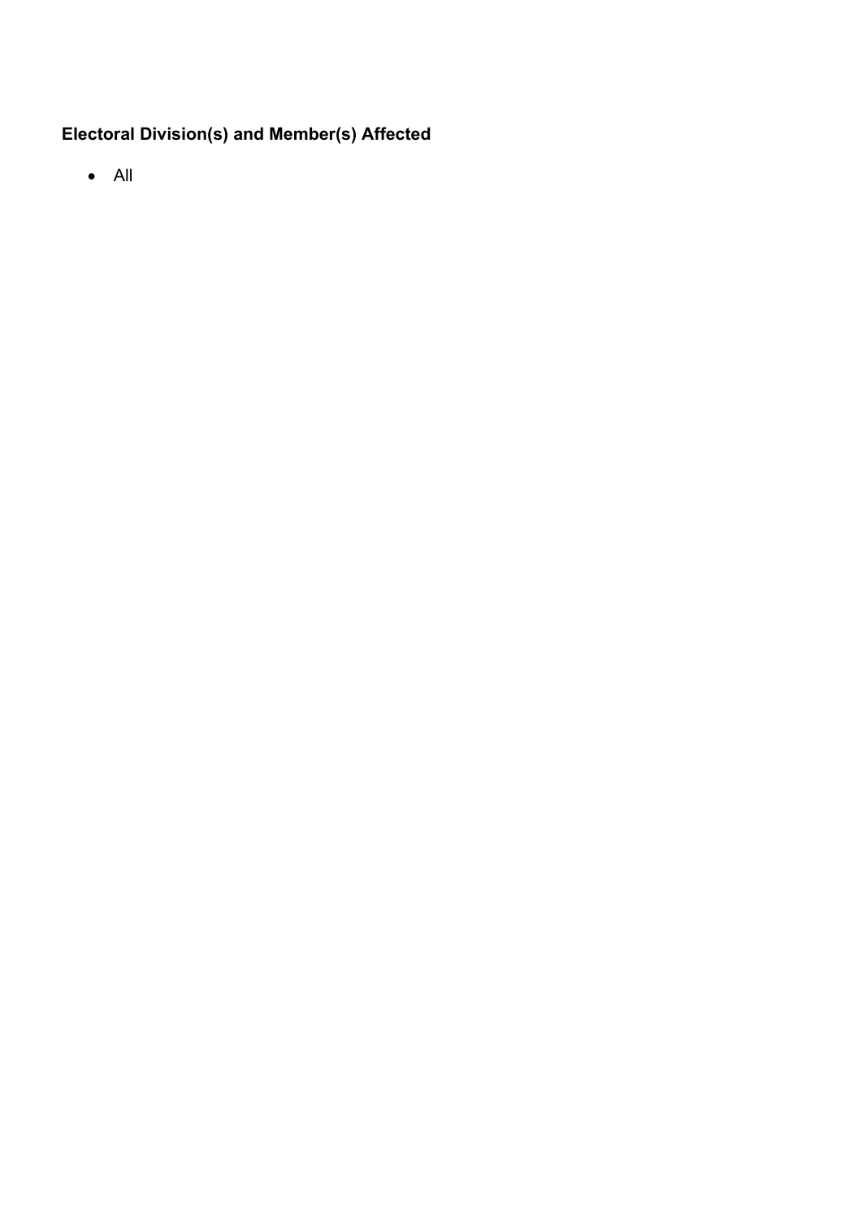### Electoral Division(s) and Member(s) Affected

- All